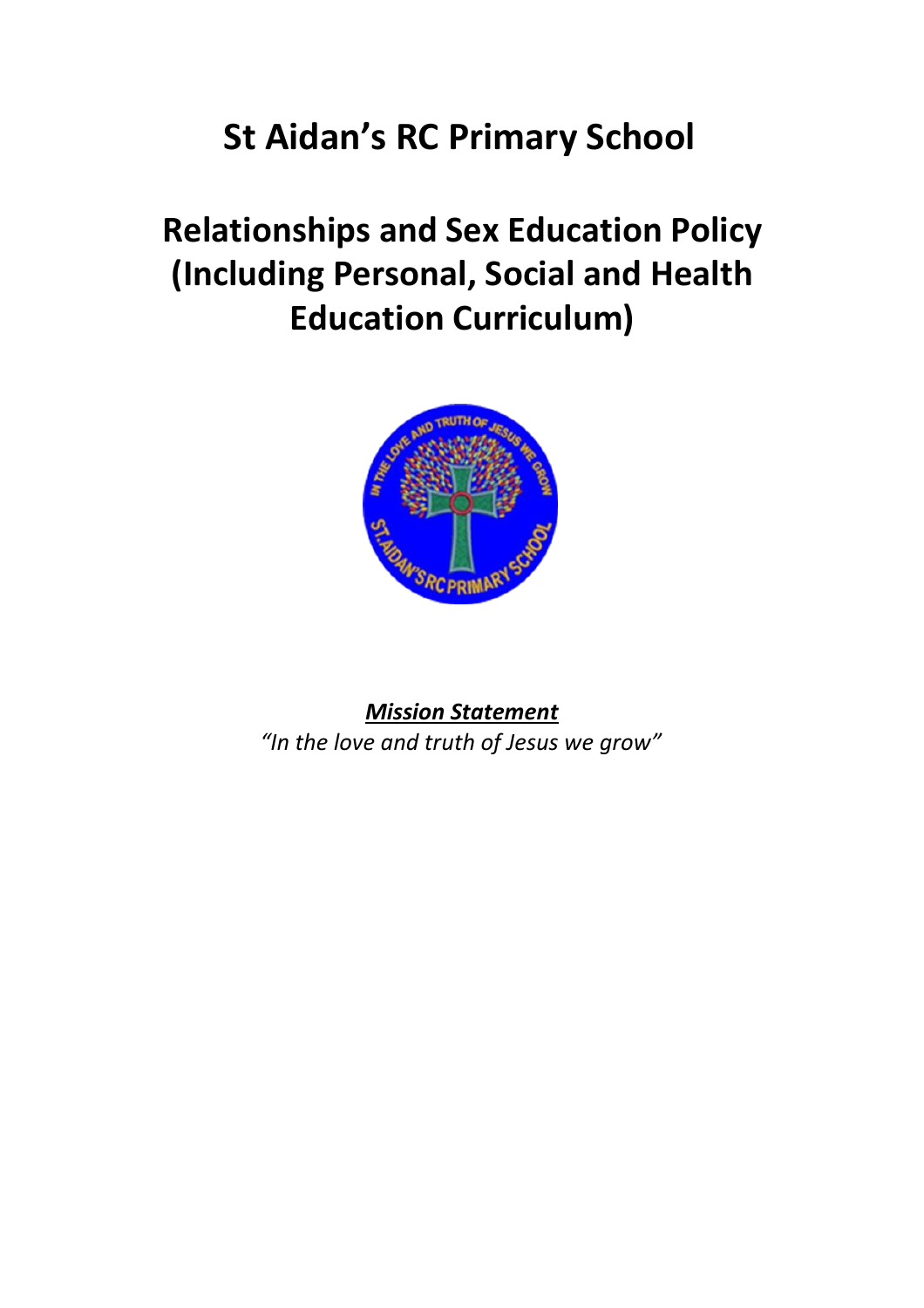# St Aidan's RC Primary School

# Relationships and Sex Education Policy (Including Personal, Social and Health Education Curriculum)

***Mission Statement***

*"In the love and truth of Jesus we grow"*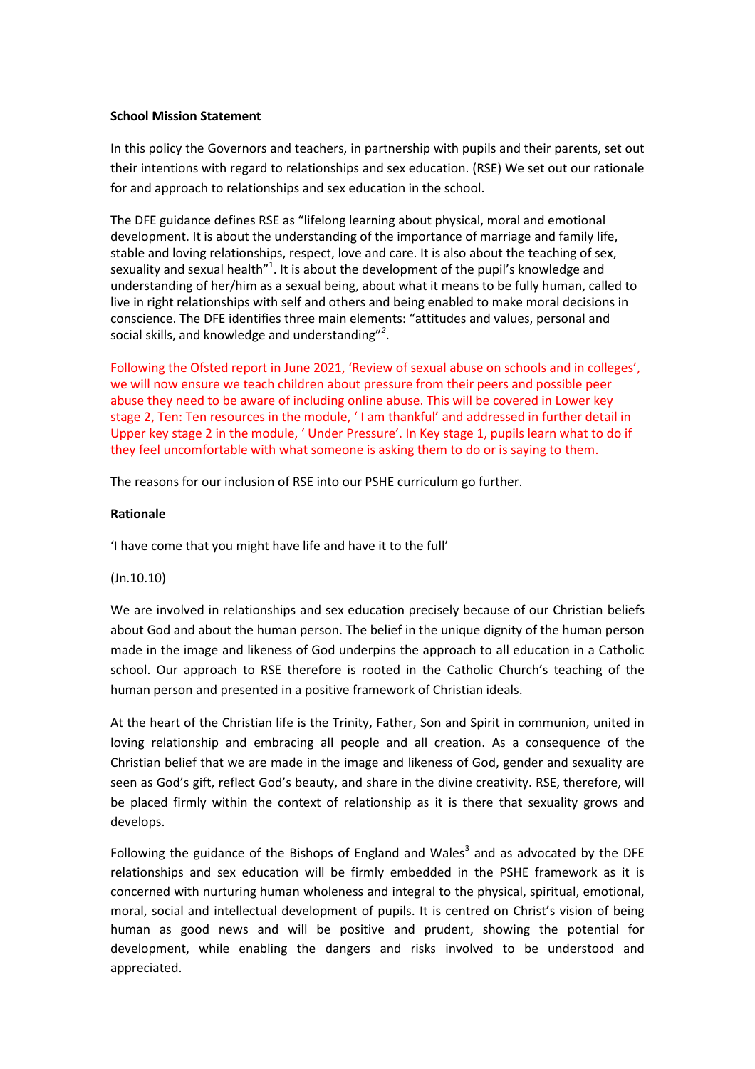**School Mission Statement**

In this policy the Governors and teachers, in partnership with pupils and their parents, set out their intentions with regard to relationships and sex education. (RSE) We set out our rationale for and approach to relationships and sex education in the school.

The DFE guidance defines RSE as "lifelong learning about physical, moral and emotional development. It is about the understanding of the importance of marriage and family life, stable and loving relationships, respect, love and care. It is also about the teaching of sex, sexuality and sexual health"[1]. It is about the development of the pupil's knowledge and understanding of her/him as a sexual being, about what it means to be fully human, called to live in right relationships with self and others and being enabled to make moral decisions in conscience. The DFE identifies three main elements: "attitudes and values, personal and social skills, and knowledge and understanding"[2].

Following the Ofsted report in June 2021, 'Review of sexual abuse on schools and in colleges', we will now ensure we teach children about pressure from their peers and possible peer abuse they need to be aware of including online abuse. This will be covered in Lower key stage 2, Ten: Ten resources in the module, ' I am thankful' and addressed in further detail in Upper key stage 2 in the module, ' Under Pressure'. In Key stage 1, pupils learn what to do if they feel uncomfortable with what someone is asking them to do or is saying to them.

The reasons for our inclusion of RSE into our PSHE curriculum go further.

**Rationale**

'I have come that you might have life and have it to the full'

(Jn.10.10)

We are involved in relationships and sex education precisely because of our Christian beliefs about God and about the human person. The belief in the unique dignity of the human person made in the image and likeness of God underpins the approach to all education in a Catholic school. Our approach to RSE therefore is rooted in the Catholic Church's teaching of the human person and presented in a positive framework of Christian ideals.

At the heart of the Christian life is the Trinity, Father, Son and Spirit in communion, united in loving relationship and embracing all people and all creation. As a consequence of the Christian belief that we are made in the image and likeness of God, gender and sexuality are seen as God's gift, reflect God's beauty, and share in the divine creativity. RSE, therefore, will be placed firmly within the context of relationship as it is there that sexuality grows and develops.

Following the guidance of the Bishops of England and Wales[3] and as advocated by the DFE relationships and sex education will be firmly embedded in the PSHE framework as it is concerned with nurturing human wholeness and integral to the physical, spiritual, emotional, moral, social and intellectual development of pupils. It is centred on Christ's vision of being human as good news and will be positive and prudent, showing the potential for development, while enabling the dangers and risks involved to be understood and appreciated.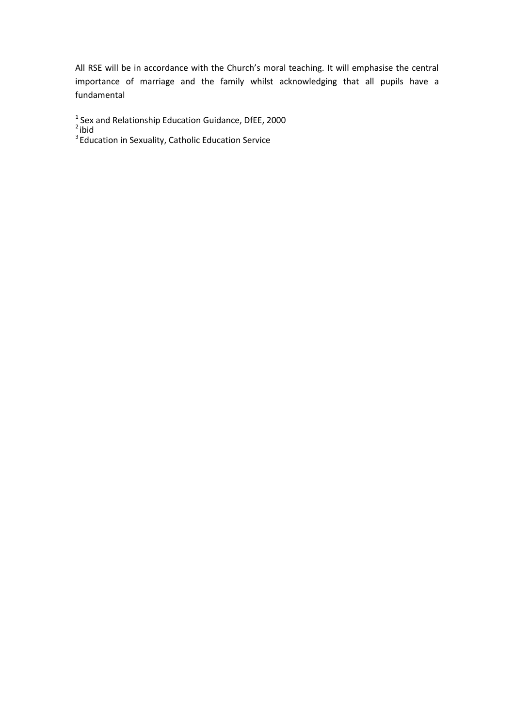All RSE will be in accordance with the Church's moral teaching. It will emphasise the central importance of marriage and the family whilst acknowledging that all pupils have a fundamental

[1] Sex and Relationship Education Guidance, DfEE, 2000
[2] ibid
[3] Education in Sexuality, Catholic Education Service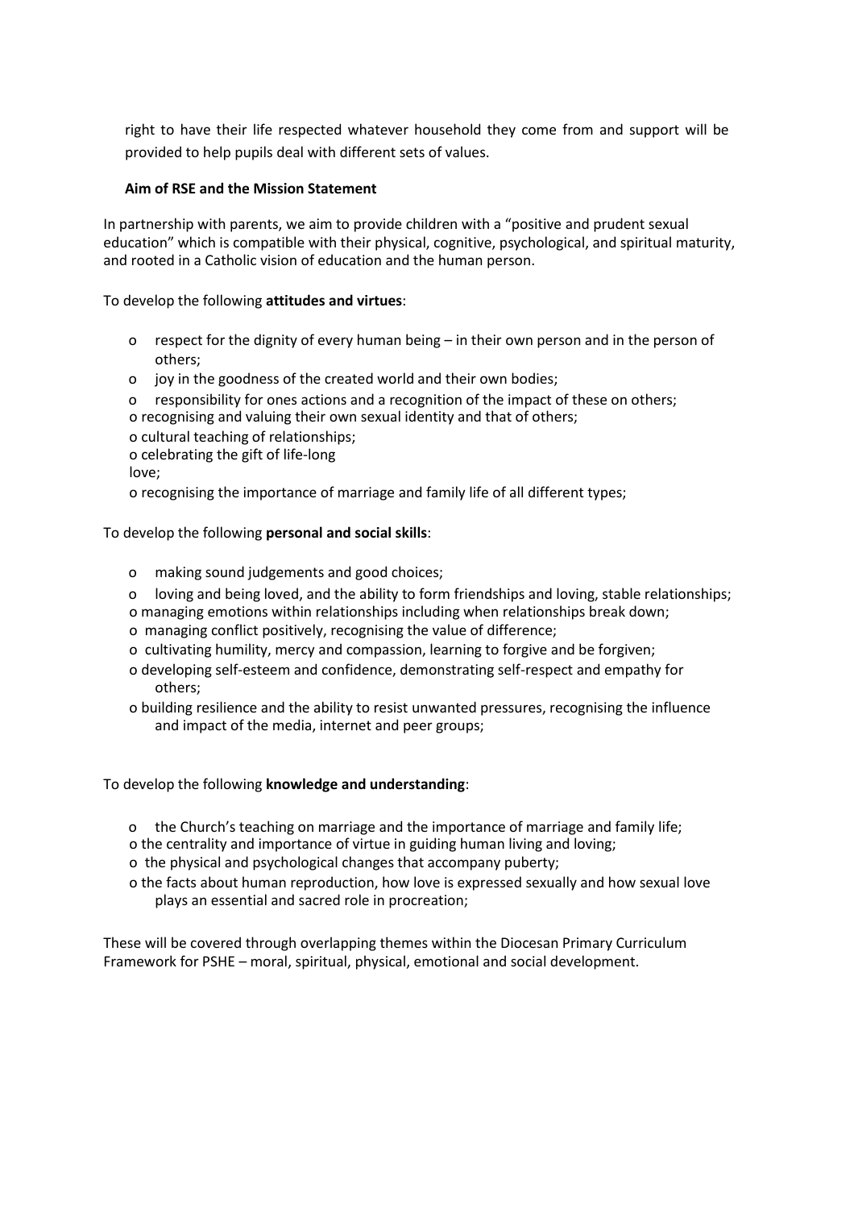right to have their life respected whatever household they come from and support will be provided to help pupils deal with different sets of values.

**Aim of RSE and the Mission Statement**

In partnership with parents, we aim to provide children with a "positive and prudent sexual education" which is compatible with their physical, cognitive, psychological, and spiritual maturity, and rooted in a Catholic vision of education and the human person.

To develop the following **attitudes and virtues**:

- respect for the dignity of every human being – in their own person and in the person of others;
- joy in the goodness of the created world and their own bodies;
- responsibility for ones actions and a recognition of the impact of these on others;
- recognising and valuing their own sexual identity and that of others;
- cultural teaching of relationships;
- celebrating the gift of life-long love;
- recognising the importance of marriage and family life of all different types;

To develop the following **personal and social skills**:

- making sound judgements and good choices;
- loving and being loved, and the ability to form friendships and loving, stable relationships;
- managing emotions within relationships including when relationships break down;
- managing conflict positively, recognising the value of difference;
- cultivating humility, mercy and compassion, learning to forgive and be forgiven;
- developing self-esteem and confidence, demonstrating self-respect and empathy for others;
- building resilience and the ability to resist unwanted pressures, recognising the influence and impact of the media, internet and peer groups;

To develop the following **knowledge and understanding**:

- the Church's teaching on marriage and the importance of marriage and family life;
- the centrality and importance of virtue in guiding human living and loving;
- the physical and psychological changes that accompany puberty;
- the facts about human reproduction, how love is expressed sexually and how sexual love plays an essential and sacred role in procreation;

These will be covered through overlapping themes within the Diocesan Primary Curriculum Framework for PSHE – moral, spiritual, physical, emotional and social development.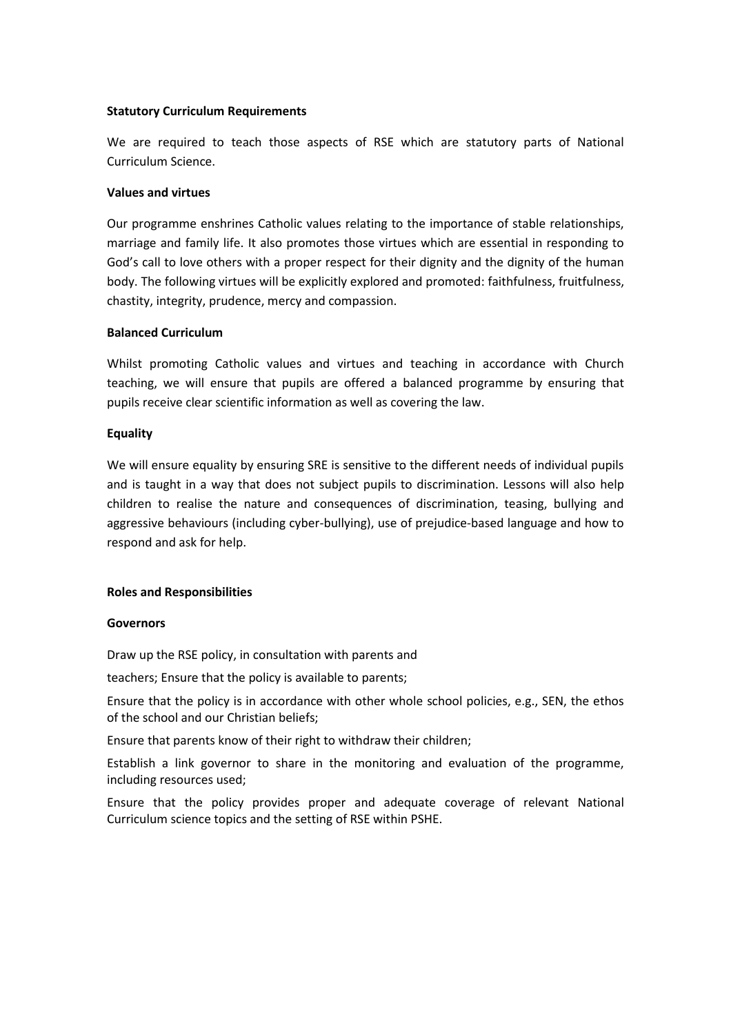**Statutory Curriculum Requirements**

We are required to teach those aspects of RSE which are statutory parts of National Curriculum Science.

**Values and virtues**

Our programme enshrines Catholic values relating to the importance of stable relationships, marriage and family life. It also promotes those virtues which are essential in responding to God's call to love others with a proper respect for their dignity and the dignity of the human body. The following virtues will be explicitly explored and promoted: faithfulness, fruitfulness, chastity, integrity, prudence, mercy and compassion.

**Balanced Curriculum**

Whilst promoting Catholic values and virtues and teaching in accordance with Church teaching, we will ensure that pupils are offered a balanced programme by ensuring that pupils receive clear scientific information as well as covering the law.

**Equality**

We will ensure equality by ensuring SRE is sensitive to the different needs of individual pupils and is taught in a way that does not subject pupils to discrimination. Lessons will also help children to realise the nature and consequences of discrimination, teasing, bullying and aggressive behaviours (including cyber-bullying), use of prejudice-based language and how to respond and ask for help.

**Roles and Responsibilities**

**Governors**

Draw up the RSE policy, in consultation with parents and

teachers; Ensure that the policy is available to parents;

Ensure that the policy is in accordance with other whole school policies, e.g., SEN, the ethos of the school and our Christian beliefs;

Ensure that parents know of their right to withdraw their children;

Establish a link governor to share in the monitoring and evaluation of the programme, including resources used;

Ensure that the policy provides proper and adequate coverage of relevant National Curriculum science topics and the setting of RSE within PSHE.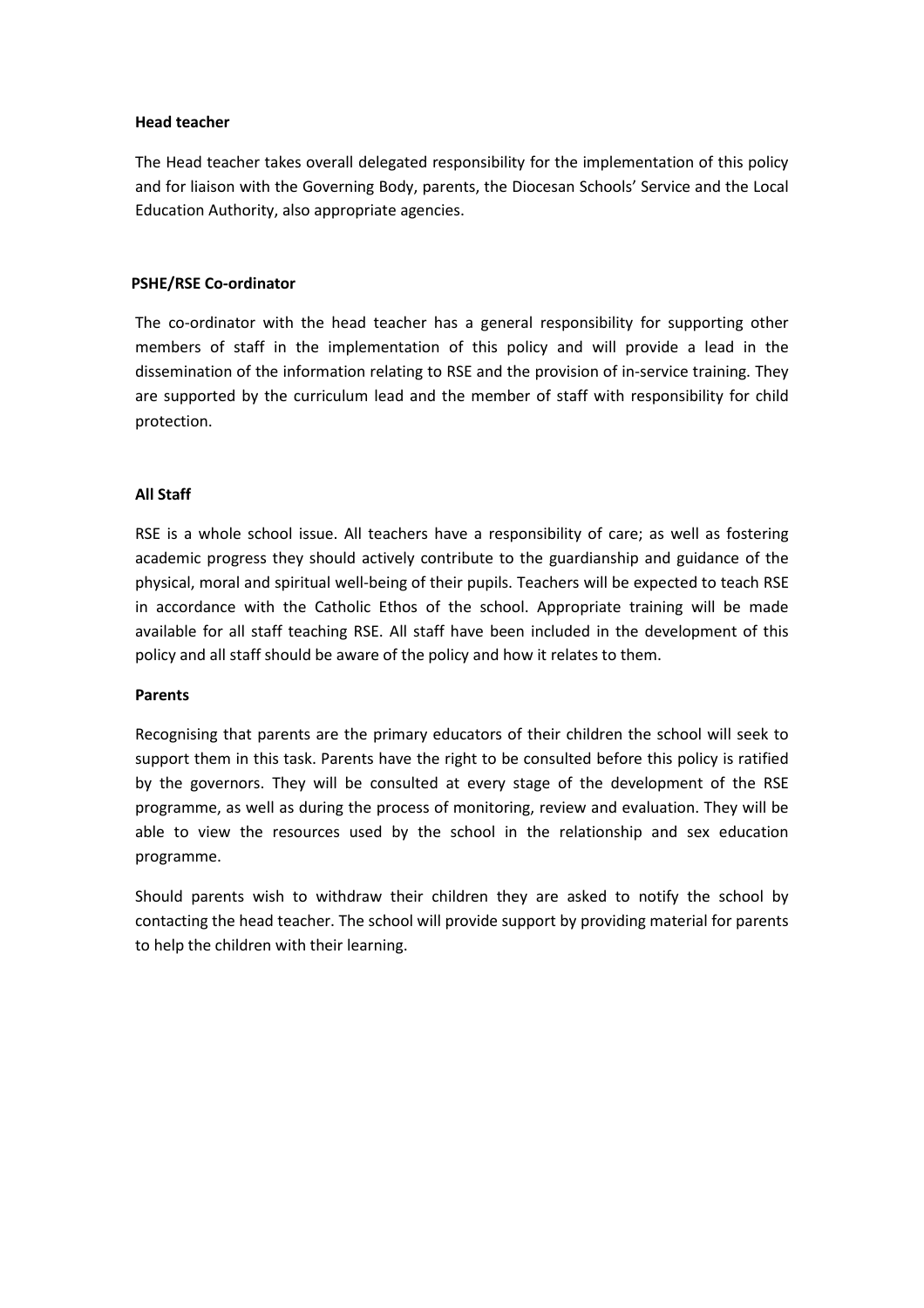**Head teacher**

The Head teacher takes overall delegated responsibility for the implementation of this policy and for liaison with the Governing Body, parents, the Diocesan Schools' Service and the Local Education Authority, also appropriate agencies.

**PSHE/RSE Co-ordinator**

The co-ordinator with the head teacher has a general responsibility for supporting other members of staff in the implementation of this policy and will provide a lead in the dissemination of the information relating to RSE and the provision of in-service training. They are supported by the curriculum lead and the member of staff with responsibility for child protection.

**All Staff**

RSE is a whole school issue. All teachers have a responsibility of care; as well as fostering academic progress they should actively contribute to the guardianship and guidance of the physical, moral and spiritual well-being of their pupils. Teachers will be expected to teach RSE in accordance with the Catholic Ethos of the school. Appropriate training will be made available for all staff teaching RSE. All staff have been included in the development of this policy and all staff should be aware of the policy and how it relates to them.

**Parents**

Recognising that parents are the primary educators of their children the school will seek to support them in this task. Parents have the right to be consulted before this policy is ratified by the governors. They will be consulted at every stage of the development of the RSE programme, as well as during the process of monitoring, review and evaluation. They will be able to view the resources used by the school in the relationship and sex education programme.

Should parents wish to withdraw their children they are asked to notify the school by contacting the head teacher. The school will provide support by providing material for parents to help the children with their learning.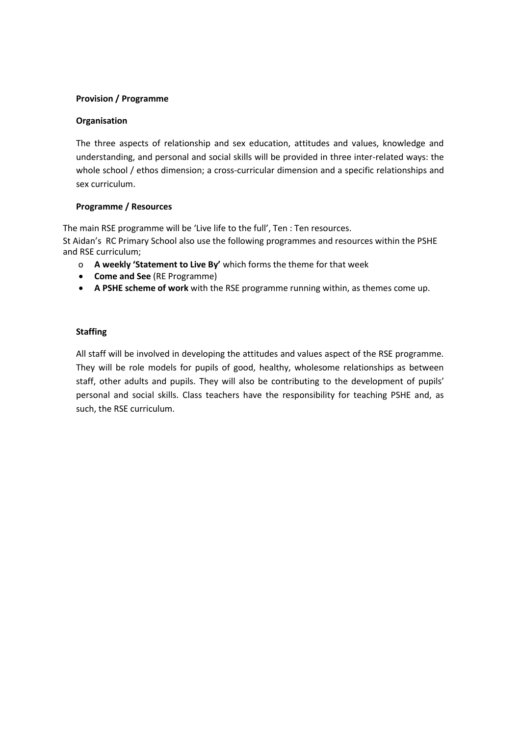**Provision / Programme**

**Organisation**

The three aspects of relationship and sex education, attitudes and values, knowledge and understanding, and personal and social skills will be provided in three inter-related ways: the whole school / ethos dimension; a cross-curricular dimension and a specific relationships and sex curriculum.

**Programme / Resources**

The main RSE programme will be 'Live life to the full', Ten : Ten resources.
St Aidan's RC Primary School also use the following programmes and resources within the PSHE and RSE curriculum;

- **A weekly 'Statement to Live By'** which forms the theme for that week
- **Come and See** (RE Programme)
- **A PSHE scheme of work** with the RSE programme running within, as themes come up.

**Staffing**

All staff will be involved in developing the attitudes and values aspect of the RSE programme. They will be role models for pupils of good, healthy, wholesome relationships as between staff, other adults and pupils. They will also be contributing to the development of pupils' personal and social skills. Class teachers have the responsibility for teaching PSHE and, as such, the RSE curriculum.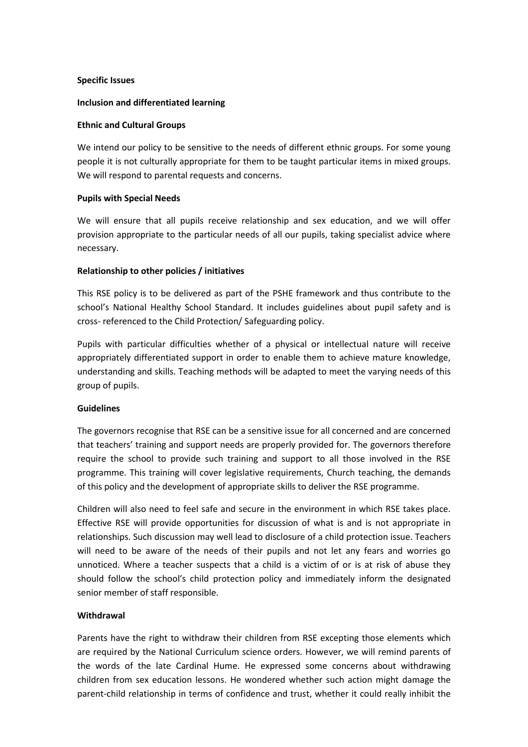**Specific Issues**

**Inclusion and differentiated learning**

**Ethnic and Cultural Groups**

We intend our policy to be sensitive to the needs of different ethnic groups. For some young people it is not culturally appropriate for them to be taught particular items in mixed groups. We will respond to parental requests and concerns.

**Pupils with Special Needs**

We will ensure that all pupils receive relationship and sex education, and we will offer provision appropriate to the particular needs of all our pupils, taking specialist advice where necessary.

**Relationship to other policies / initiatives**

This RSE policy is to be delivered as part of the PSHE framework and thus contribute to the school's National Healthy School Standard. It includes guidelines about pupil safety and is cross- referenced to the Child Protection/ Safeguarding policy.

Pupils with particular difficulties whether of a physical or intellectual nature will receive appropriately differentiated support in order to enable them to achieve mature knowledge, understanding and skills. Teaching methods will be adapted to meet the varying needs of this group of pupils.

**Guidelines**

The governors recognise that RSE can be a sensitive issue for all concerned and are concerned that teachers' training and support needs are properly provided for. The governors therefore require the school to provide such training and support to all those involved in the RSE programme. This training will cover legislative requirements, Church teaching, the demands of this policy and the development of appropriate skills to deliver the RSE programme.

Children will also need to feel safe and secure in the environment in which RSE takes place. Effective RSE will provide opportunities for discussion of what is and is not appropriate in relationships. Such discussion may well lead to disclosure of a child protection issue. Teachers will need to be aware of the needs of their pupils and not let any fears and worries go unnoticed. Where a teacher suspects that a child is a victim of or is at risk of abuse they should follow the school's child protection policy and immediately inform the designated senior member of staff responsible.

**Withdrawal**

Parents have the right to withdraw their children from RSE excepting those elements which are required by the National Curriculum science orders. However, we will remind parents of the words of the late Cardinal Hume. He expressed some concerns about withdrawing children from sex education lessons. He wondered whether such action might damage the parent-child relationship in terms of confidence and trust, whether it could really inhibit the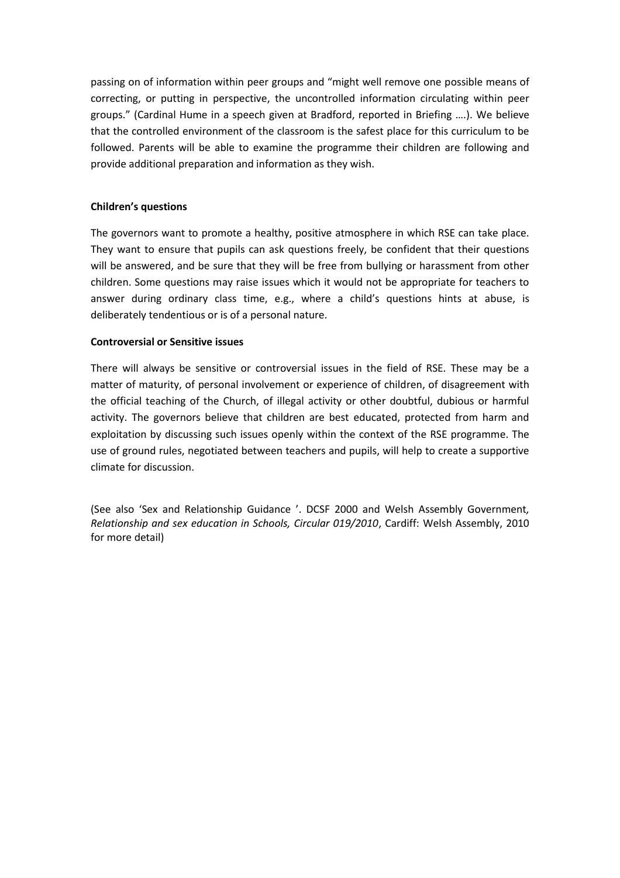passing on of information within peer groups and "might well remove one possible means of correcting, or putting in perspective, the uncontrolled information circulating within peer groups." (Cardinal Hume in a speech given at Bradford, reported in Briefing ….). We believe that the controlled environment of the classroom is the safest place for this curriculum to be followed. Parents will be able to examine the programme their children are following and provide additional preparation and information as they wish.

**Children's questions**

The governors want to promote a healthy, positive atmosphere in which RSE can take place. They want to ensure that pupils can ask questions freely, be confident that their questions will be answered, and be sure that they will be free from bullying or harassment from other children. Some questions may raise issues which it would not be appropriate for teachers to answer during ordinary class time, e.g., where a child's questions hints at abuse, is deliberately tendentious or is of a personal nature.

**Controversial or Sensitive issues**

There will always be sensitive or controversial issues in the field of RSE. These may be a matter of maturity, of personal involvement or experience of children, of disagreement with the official teaching of the Church, of illegal activity or other doubtful, dubious or harmful activity. The governors believe that children are best educated, protected from harm and exploitation by discussing such issues openly within the context of the RSE programme. The use of ground rules, negotiated between teachers and pupils, will help to create a supportive climate for discussion.

(See also 'Sex and Relationship Guidance '. DCSF 2000 and Welsh Assembly Government, *Relationship and sex education in Schools, Circular 019/2010*, Cardiff: Welsh Assembly, 2010 for more detail)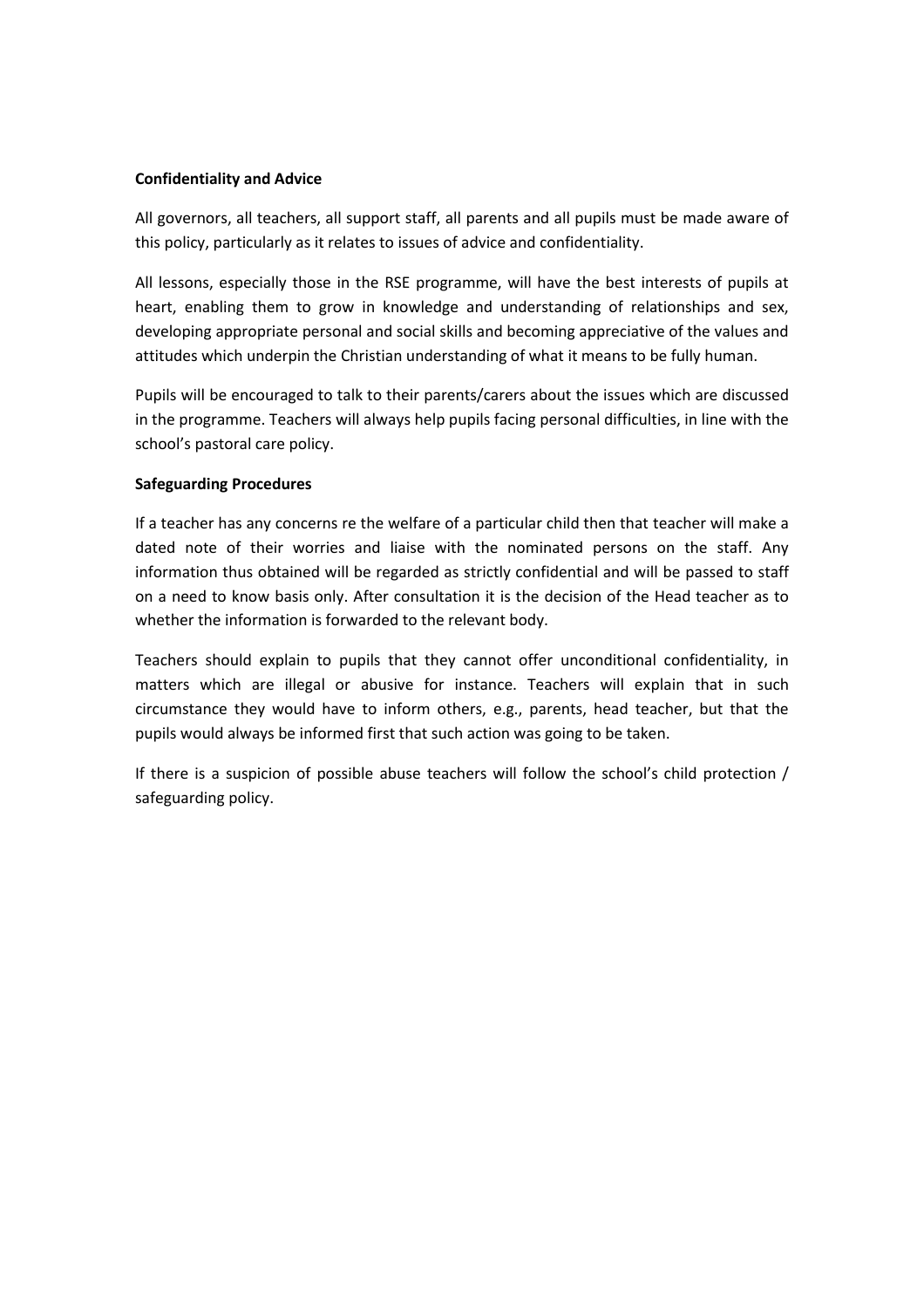**Confidentiality and Advice**

All governors, all teachers, all support staff, all parents and all pupils must be made aware of this policy, particularly as it relates to issues of advice and confidentiality.

All lessons, especially those in the RSE programme, will have the best interests of pupils at heart, enabling them to grow in knowledge and understanding of relationships and sex, developing appropriate personal and social skills and becoming appreciative of the values and attitudes which underpin the Christian understanding of what it means to be fully human.

Pupils will be encouraged to talk to their parents/carers about the issues which are discussed in the programme. Teachers will always help pupils facing personal difficulties, in line with the school's pastoral care policy.

**Safeguarding Procedures**

If a teacher has any concerns re the welfare of a particular child then that teacher will make a dated note of their worries and liaise with the nominated persons on the staff. Any information thus obtained will be regarded as strictly confidential and will be passed to staff on a need to know basis only. After consultation it is the decision of the Head teacher as to whether the information is forwarded to the relevant body.

Teachers should explain to pupils that they cannot offer unconditional confidentiality, in matters which are illegal or abusive for instance. Teachers will explain that in such circumstance they would have to inform others, e.g., parents, head teacher, but that the pupils would always be informed first that such action was going to be taken.

If there is a suspicion of possible abuse teachers will follow the school's child protection / safeguarding policy.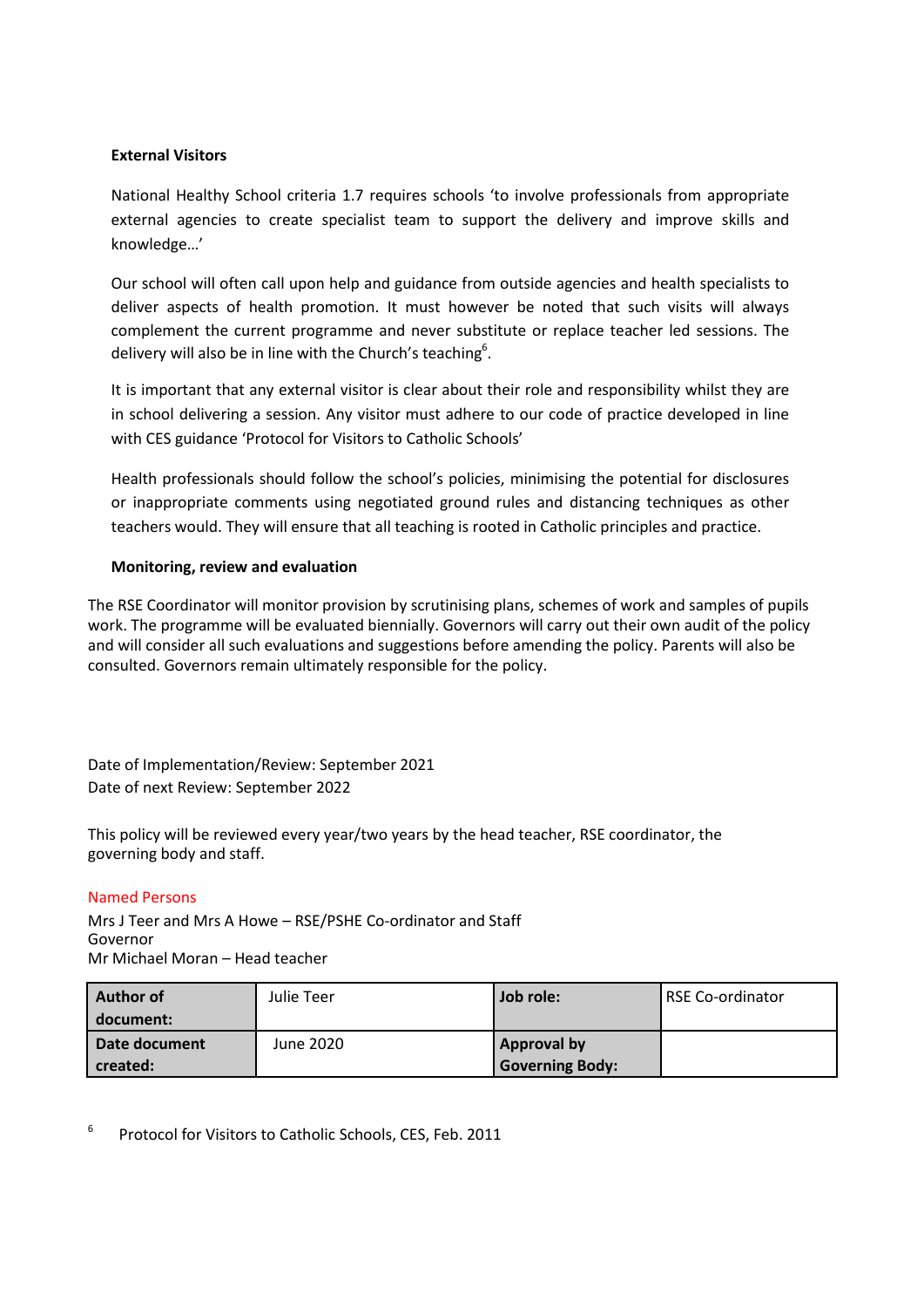**External Visitors**

National Healthy School criteria 1.7 requires schools 'to involve professionals from appropriate external agencies to create specialist team to support the delivery and improve skills and knowledge…'

Our school will often call upon help and guidance from outside agencies and health specialists to deliver aspects of health promotion. It must however be noted that such visits will always complement the current programme and never substitute or replace teacher led sessions. The delivery will also be in line with the Church's teaching[6].

It is important that any external visitor is clear about their role and responsibility whilst they are in school delivering a session. Any visitor must adhere to our code of practice developed in line with CES guidance 'Protocol for Visitors to Catholic Schools'

Health professionals should follow the school's policies, minimising the potential for disclosures or inappropriate comments using negotiated ground rules and distancing techniques as other teachers would. They will ensure that all teaching is rooted in Catholic principles and practice.

**Monitoring, review and evaluation**

The RSE Coordinator will monitor provision by scrutinising plans, schemes of work and samples of pupils work. The programme will be evaluated biennially. Governors will carry out their own audit of the policy and will consider all such evaluations and suggestions before amending the policy. Parents will also be consulted. Governors remain ultimately responsible for the policy.

Date of Implementation/Review: September 2021
Date of next Review: September 2022

This policy will be reviewed every year/two years by the head teacher, RSE coordinator, the governing body and staff.

Named Persons

Mrs J Teer and Mrs A Howe – RSE/PSHE Co-ordinator and Staff Governor
Mr Michael Moran – Head teacher

| **Author of document:** | Julie Teer | **Job role:** | RSE Co-ordinator |
|---|---|---|---|
| **Date document created:** | June 2020 | **Approval by Governing Body:** | |

[6] Protocol for Visitors to Catholic Schools, CES, Feb. 2011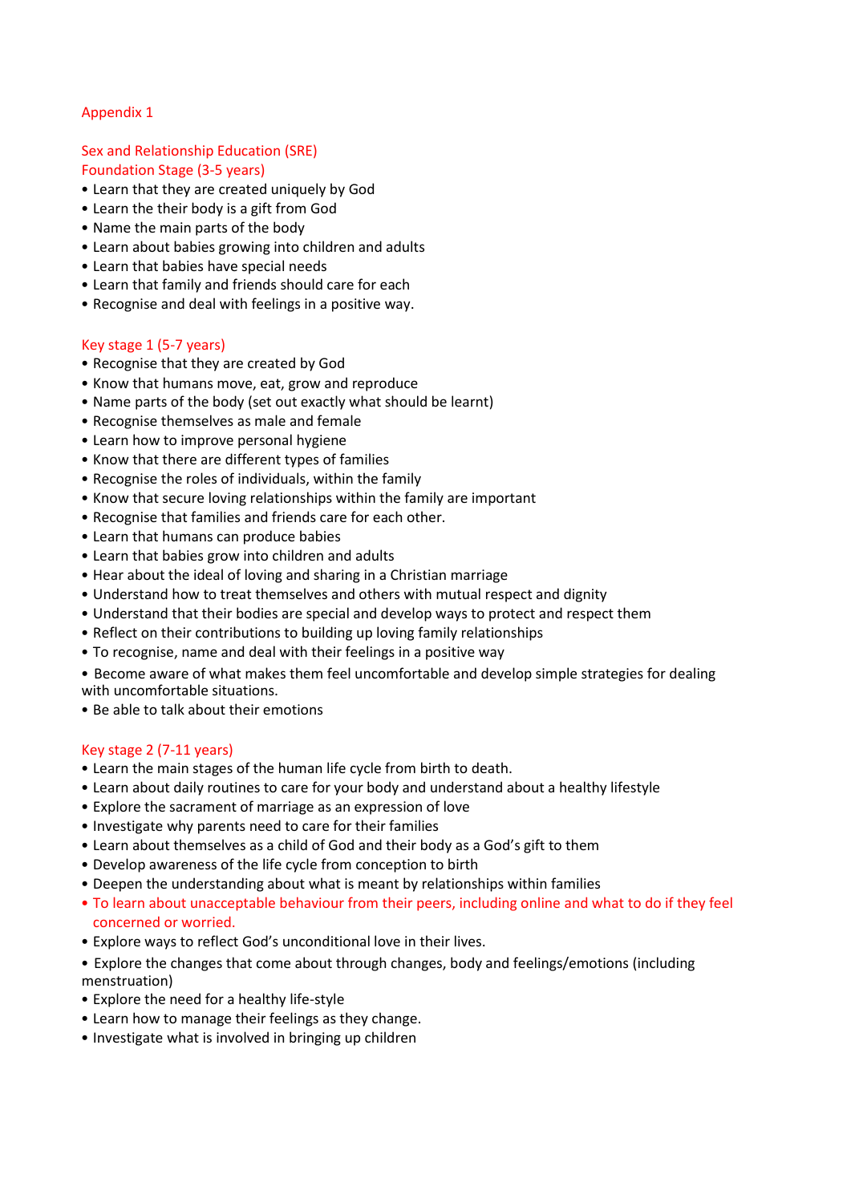Appendix 1

## Sex and Relationship Education (SRE)

### Foundation Stage (3-5 years)

- Learn that they are created uniquely by God
- Learn the their body is a gift from God
- Name the main parts of the body
- Learn about babies growing into children and adults
- Learn that babies have special needs
- Learn that family and friends should care for each
- Recognise and deal with feelings in a positive way.

### Key stage 1 (5-7 years)

- Recognise that they are created by God
- Know that humans move, eat, grow and reproduce
- Name parts of the body (set out exactly what should be learnt)
- Recognise themselves as male and female
- Learn how to improve personal hygiene
- Know that there are different types of families
- Recognise the roles of individuals, within the family
- Know that secure loving relationships within the family are important
- Recognise that families and friends care for each other.
- Learn that humans can produce babies
- Learn that babies grow into children and adults
- Hear about the ideal of loving and sharing in a Christian marriage
- Understand how to treat themselves and others with mutual respect and dignity
- Understand that their bodies are special and develop ways to protect and respect them
- Reflect on their contributions to building up loving family relationships
- To recognise, name and deal with their feelings in a positive way
- Become aware of what makes them feel uncomfortable and develop simple strategies for dealing with uncomfortable situations.
- Be able to talk about their emotions

### Key stage 2 (7-11 years)

- Learn the main stages of the human life cycle from birth to death.
- Learn about daily routines to care for your body and understand about a healthy lifestyle
- Explore the sacrament of marriage as an expression of love
- Investigate why parents need to care for their families
- Learn about themselves as a child of God and their body as a God's gift to them
- Develop awareness of the life cycle from conception to birth
- Deepen the understanding about what is meant by relationships within families
- To learn about unacceptable behaviour from their peers, including online and what to do if they feel concerned or worried.
- Explore ways to reflect God's unconditional love in their lives.
- Explore the changes that come about through changes, body and feelings/emotions (including menstruation)
- Explore the need for a healthy life-style
- Learn how to manage their feelings as they change.
- Investigate what is involved in bringing up children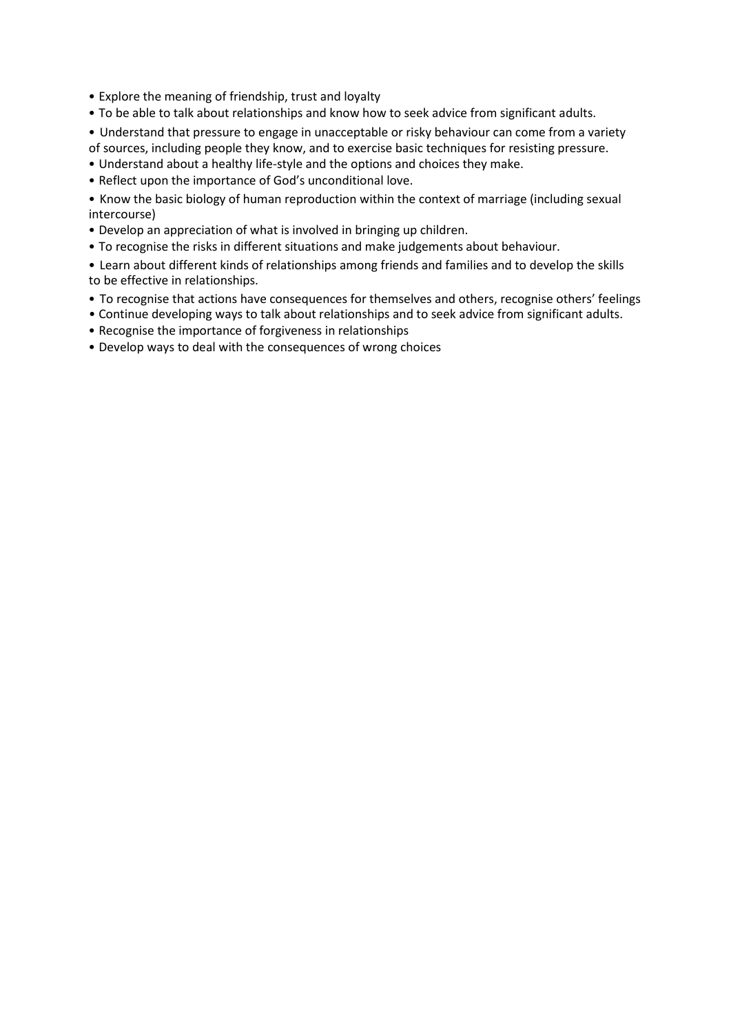- Explore the meaning of friendship, trust and loyalty
- To be able to talk about relationships and know how to seek advice from significant adults.
- Understand that pressure to engage in unacceptable or risky behaviour can come from a variety of sources, including people they know, and to exercise basic techniques for resisting pressure.
- Understand about a healthy life-style and the options and choices they make.
- Reflect upon the importance of God's unconditional love.
- Know the basic biology of human reproduction within the context of marriage (including sexual intercourse)
- Develop an appreciation of what is involved in bringing up children.
- To recognise the risks in different situations and make judgements about behaviour.
- Learn about different kinds of relationships among friends and families and to develop the skills to be effective in relationships.
- To recognise that actions have consequences for themselves and others, recognise others' feelings
- Continue developing ways to talk about relationships and to seek advice from significant adults.
- Recognise the importance of forgiveness in relationships
- Develop ways to deal with the consequences of wrong choices